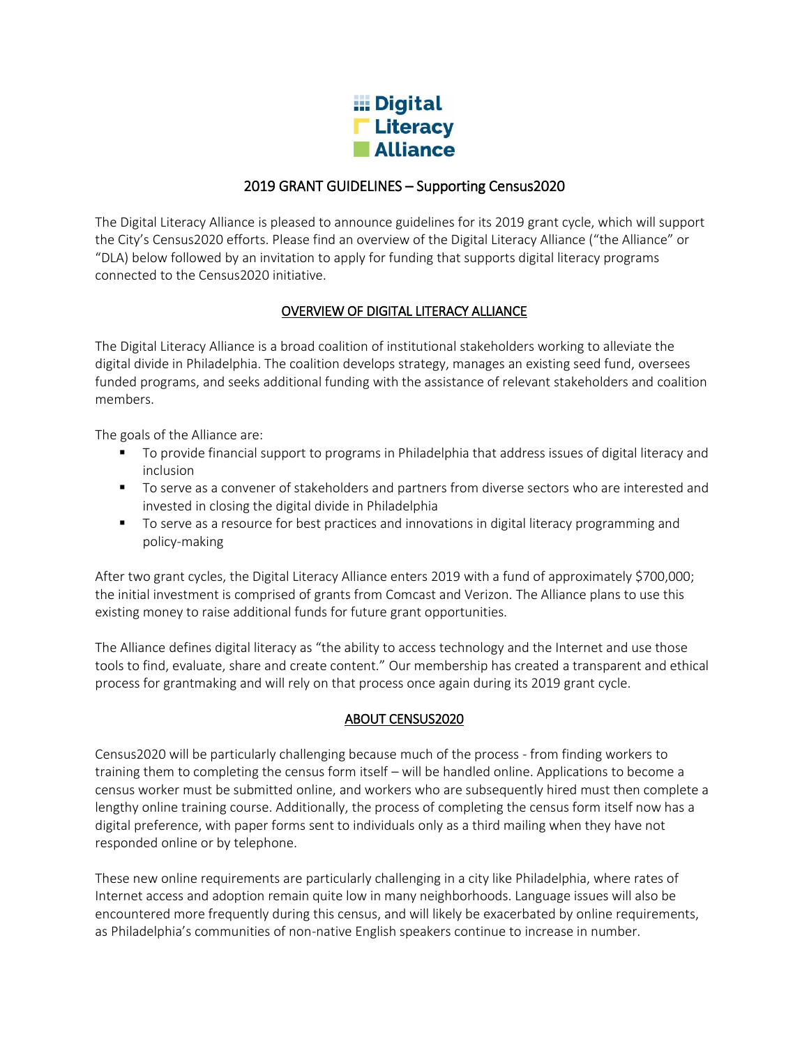**Digital Literacy Alliance**

# 2019 GRANT GUIDELINES – Supporting Census2020

The Digital Literacy Alliance is pleased to announce guidelines for its 2019 grant cycle, which will support the City's Census2020 efforts. Please find an overview of the Digital Literacy Alliance ("the Alliance" or "DLA) below followed by an invitation to apply for funding that supports digital literacy programs connected to the Census2020 initiative.

## OVERVIEW OF DIGITAL LITERACY ALLIANCE

The Digital Literacy Alliance is a broad coalition of institutional stakeholders working to alleviate the digital divide in Philadelphia. The coalition develops strategy, manages an existing seed fund, oversees funded programs, and seeks additional funding with the assistance of relevant stakeholders and coalition members.

The goals of the Alliance are:

- To provide financial support to programs in Philadelphia that address issues of digital literacy and inclusion
- To serve as a convener of stakeholders and partners from diverse sectors who are interested and invested in closing the digital divide in Philadelphia
- To serve as a resource for best practices and innovations in digital literacy programming and policy-making

After two grant cycles, the Digital Literacy Alliance enters 2019 with a fund of approximately $700,000; the initial investment is comprised of grants from Comcast and Verizon. The Alliance plans to use this existing money to raise additional funds for future grant opportunities.

The Alliance defines digital literacy as "the ability to access technology and the Internet and use those tools to find, evaluate, share and create content." Our membership has created a transparent and ethical process for grantmaking and will rely on that process once again during its 2019 grant cycle.

## ABOUT CENSUS2020

Census2020 will be particularly challenging because much of the process - from finding workers to training them to completing the census form itself – will be handled online. Applications to become a census worker must be submitted online, and workers who are subsequently hired must then complete a lengthy online training course. Additionally, the process of completing the census form itself now has a digital preference, with paper forms sent to individuals only as a third mailing when they have not responded online or by telephone.

These new online requirements are particularly challenging in a city like Philadelphia, where rates of Internet access and adoption remain quite low in many neighborhoods. Language issues will also be encountered more frequently during this census, and will likely be exacerbated by online requirements, as Philadelphia's communities of non-native English speakers continue to increase in number.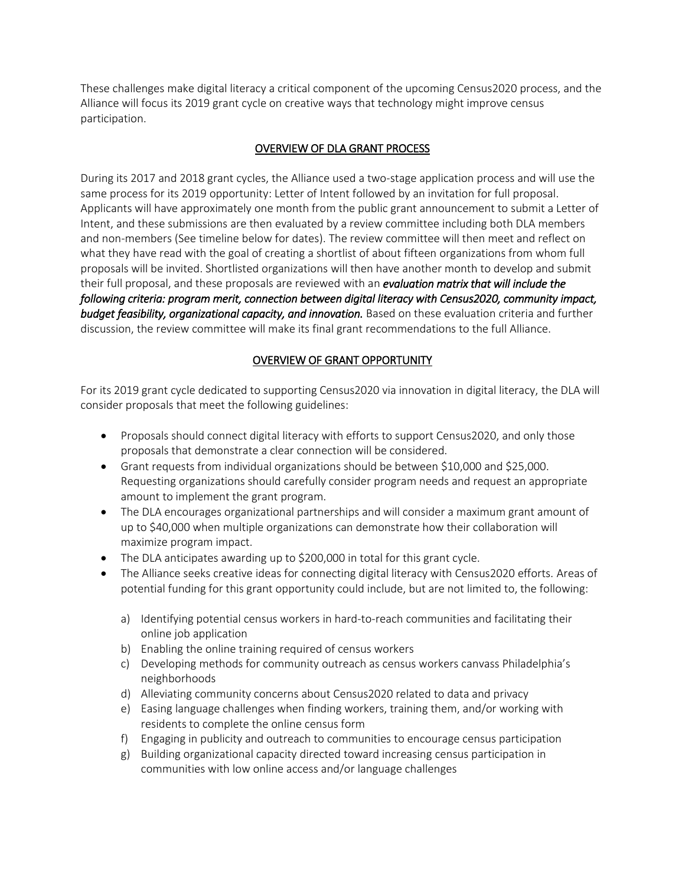These challenges make digital literacy a critical component of the upcoming Census2020 process, and the Alliance will focus its 2019 grant cycle on creative ways that technology might improve census participation.

## OVERVIEW OF DLA GRANT PROCESS

During its 2017 and 2018 grant cycles, the Alliance used a two-stage application process and will use the same process for its 2019 opportunity: Letter of Intent followed by an invitation for full proposal. Applicants will have approximately one month from the public grant announcement to submit a Letter of Intent, and these submissions are then evaluated by a review committee including both DLA members and non-members (See timeline below for dates). The review committee will then meet and reflect on what they have read with the goal of creating a shortlist of about fifteen organizations from whom full proposals will be invited. Shortlisted organizations will then have another month to develop and submit their full proposal, and these proposals are reviewed with an ***evaluation matrix that will include the following criteria: program merit, connection between digital literacy with Census2020, community impact, budget feasibility, organizational capacity, and innovation.*** Based on these evaluation criteria and further discussion, the review committee will make its final grant recommendations to the full Alliance.

## OVERVIEW OF GRANT OPPORTUNITY

For its 2019 grant cycle dedicated to supporting Census2020 via innovation in digital literacy, the DLA will consider proposals that meet the following guidelines:

- Proposals should connect digital literacy with efforts to support Census2020, and only those proposals that demonstrate a clear connection will be considered.
- Grant requests from individual organizations should be between $10,000 and $25,000. Requesting organizations should carefully consider program needs and request an appropriate amount to implement the grant program.
- The DLA encourages organizational partnerships and will consider a maximum grant amount of up to $40,000 when multiple organizations can demonstrate how their collaboration will maximize program impact.
- The DLA anticipates awarding up to $200,000 in total for this grant cycle.
- The Alliance seeks creative ideas for connecting digital literacy with Census2020 efforts. Areas of potential funding for this grant opportunity could include, but are not limited to, the following:

    a) Identifying potential census workers in hard-to-reach communities and facilitating their online job application
    b) Enabling the online training required of census workers
    c) Developing methods for community outreach as census workers canvass Philadelphia's neighborhoods
    d) Alleviating community concerns about Census2020 related to data and privacy
    e) Easing language challenges when finding workers, training them, and/or working with residents to complete the online census form
    f) Engaging in publicity and outreach to communities to encourage census participation
    g) Building organizational capacity directed toward increasing census participation in communities with low online access and/or language challenges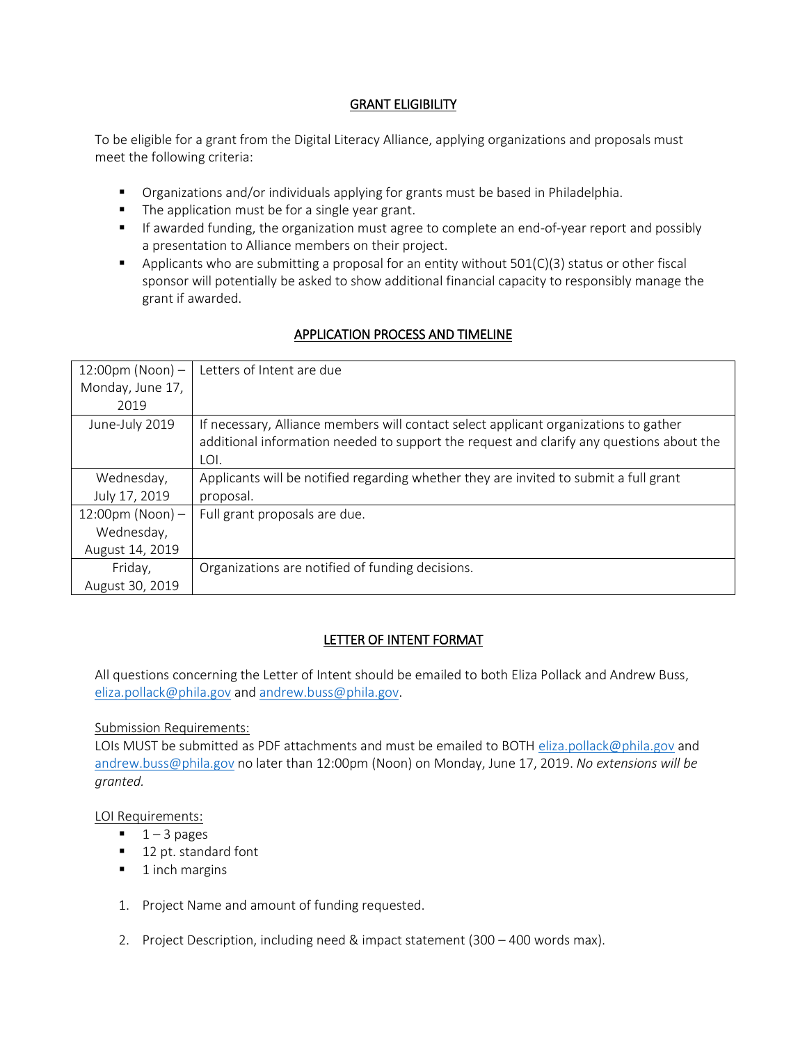## GRANT ELIGIBILITY

To be eligible for a grant from the Digital Literacy Alliance, applying organizations and proposals must meet the following criteria:

- Organizations and/or individuals applying for grants must be based in Philadelphia.
- The application must be for a single year grant.
- If awarded funding, the organization must agree to complete an end-of-year report and possibly a presentation to Alliance members on their project.
- Applicants who are submitting a proposal for an entity without 501(C)(3) status or other fiscal sponsor will potentially be asked to show additional financial capacity to responsibly manage the grant if awarded.

## APPLICATION PROCESS AND TIMELINE

| | |
|---|---|
| 12:00pm (Noon) – Monday, June 17, 2019 | Letters of Intent are due |
| June-July 2019 | If necessary, Alliance members will contact select applicant organizations to gather additional information needed to support the request and clarify any questions about the LOI. |
| Wednesday, July 17, 2019 | Applicants will be notified regarding whether they are invited to submit a full grant proposal. |
| 12:00pm (Noon) – Wednesday, August 14, 2019 | Full grant proposals are due. |
| Friday, August 30, 2019 | Organizations are notified of funding decisions. |

## LETTER OF INTENT FORMAT

All questions concerning the Letter of Intent should be emailed to both Eliza Pollack and Andrew Buss, eliza.pollack@phila.gov and andrew.buss@phila.gov.

Submission Requirements:
LOIs MUST be submitted as PDF attachments and must be emailed to BOTH eliza.pollack@phila.gov and andrew.buss@phila.gov no later than 12:00pm (Noon) on Monday, June 17, 2019. *No extensions will be granted.*

LOI Requirements:

- 1 – 3 pages
- 12 pt. standard font
- 1 inch margins

1. Project Name and amount of funding requested.
2. Project Description, including need & impact statement (300 – 400 words max).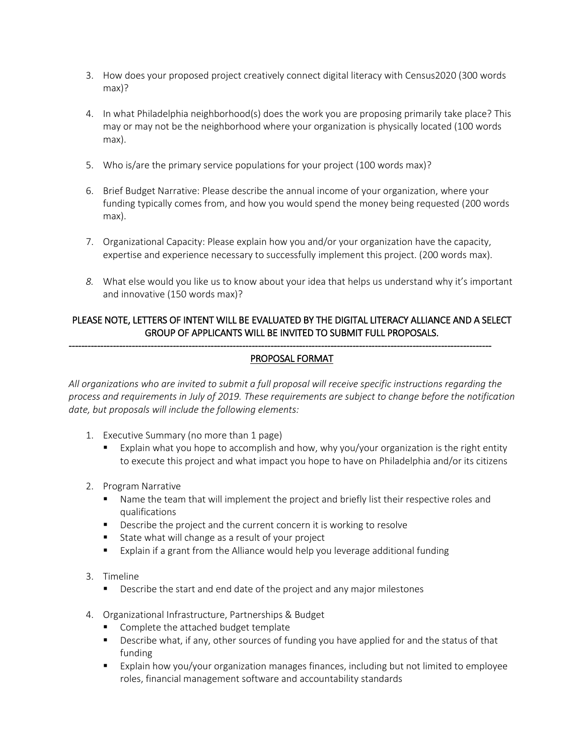3. How does your proposed project creatively connect digital literacy with Census2020 (300 words max)?

4. In what Philadelphia neighborhood(s) does the work you are proposing primarily take place? This may or may not be the neighborhood where your organization is physically located (100 words max).

5. Who is/are the primary service populations for your project (100 words max)?

6. Brief Budget Narrative: Please describe the annual income of your organization, where your funding typically comes from, and how you would spend the money being requested (200 words max).

7. Organizational Capacity: Please explain how you and/or your organization have the capacity, expertise and experience necessary to successfully implement this project. (200 words max).

8. What else would you like us to know about your idea that helps us understand why it's important and innovative (150 words max)?

PLEASE NOTE, LETTERS OF INTENT WILL BE EVALUATED BY THE DIGITAL LITERACY ALLIANCE AND A SELECT GROUP OF APPLICANTS WILL BE INVITED TO SUBMIT FULL PROPOSALS.

---

## PROPOSAL FORMAT

*All organizations who are invited to submit a full proposal will receive specific instructions regarding the process and requirements in July of 2019. These requirements are subject to change before the notification date, but proposals will include the following elements:*

1. Executive Summary (no more than 1 page)
   - Explain what you hope to accomplish and how, why you/your organization is the right entity to execute this project and what impact you hope to have on Philadelphia and/or its citizens

2. Program Narrative
   - Name the team that will implement the project and briefly list their respective roles and qualifications
   - Describe the project and the current concern it is working to resolve
   - State what will change as a result of your project
   - Explain if a grant from the Alliance would help you leverage additional funding

3. Timeline
   - Describe the start and end date of the project and any major milestones

4. Organizational Infrastructure, Partnerships & Budget
   - Complete the attached budget template
   - Describe what, if any, other sources of funding you have applied for and the status of that funding
   - Explain how you/your organization manages finances, including but not limited to employee roles, financial management software and accountability standards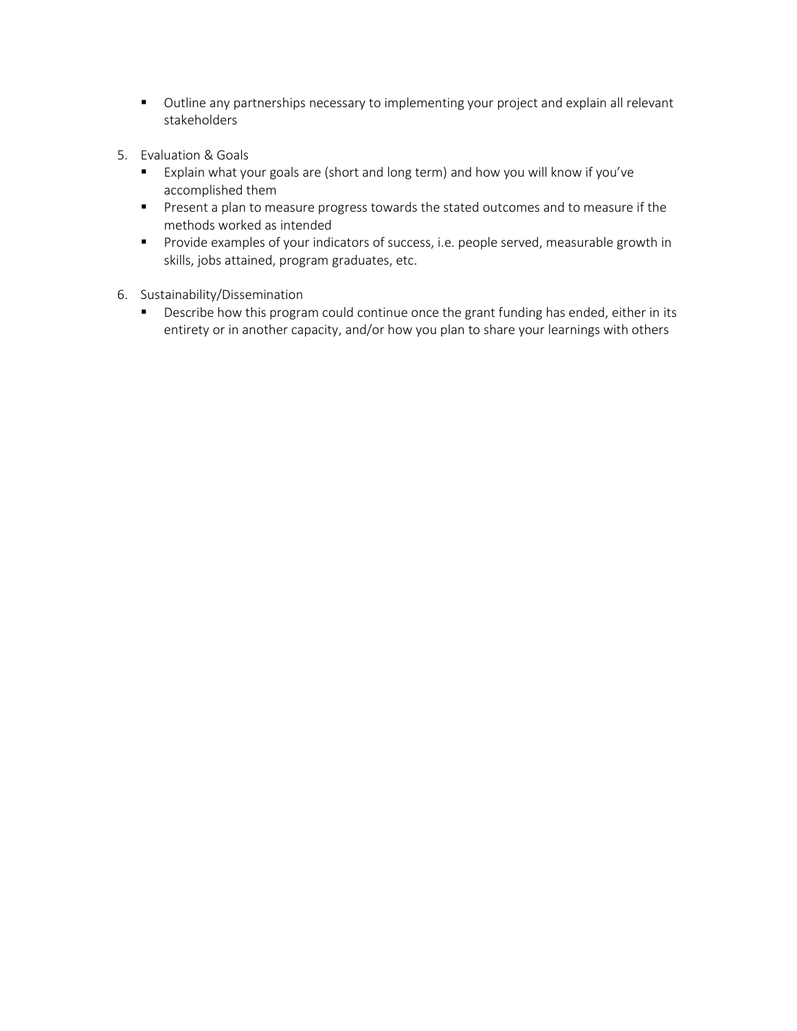- Outline any partnerships necessary to implementing your project and explain all relevant stakeholders

5. Evaluation & Goals
    - Explain what your goals are (short and long term) and how you will know if you've accomplished them
    - Present a plan to measure progress towards the stated outcomes and to measure if the methods worked as intended
    - Provide examples of your indicators of success, i.e. people served, measurable growth in skills, jobs attained, program graduates, etc.

6. Sustainability/Dissemination
    - Describe how this program could continue once the grant funding has ended, either in its entirety or in another capacity, and/or how you plan to share your learnings with others